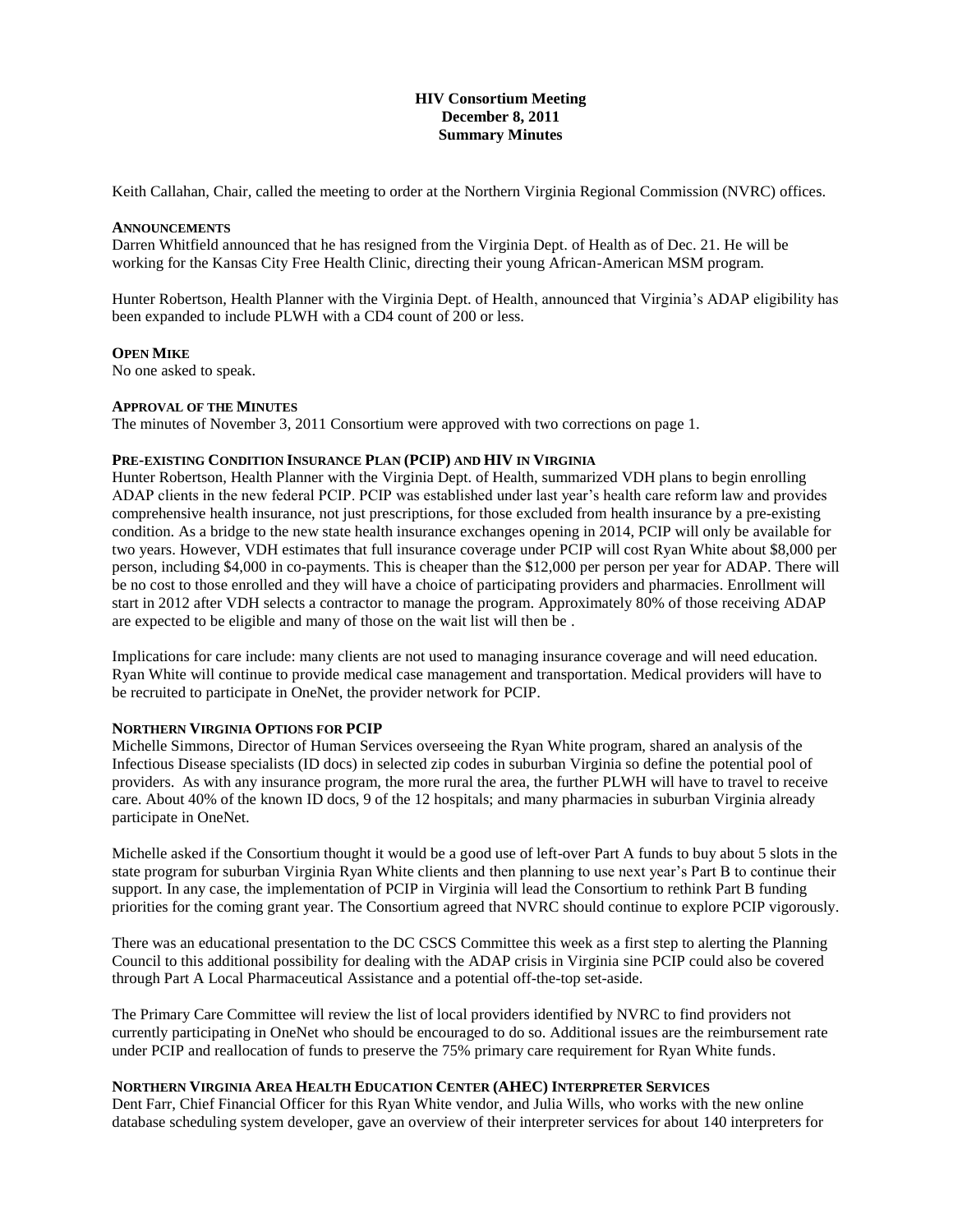**HIV Consortium Meeting**
**December 8, 2011**
**Summary Minutes**

Keith Callahan, Chair, called the meeting to order at the Northern Virginia Regional Commission (NVRC) offices.

**ANNOUNCEMENTS**

Darren Whitfield announced that he has resigned from the Virginia Dept. of Health as of Dec. 21. He will be working for the Kansas City Free Health Clinic, directing their young African-American MSM program.

Hunter Robertson, Health Planner with the Virginia Dept. of Health, announced that Virginia's ADAP eligibility has been expanded to include PLWH with a CD4 count of 200 or less.

**OPEN MIKE**

No one asked to speak.

**APPROVAL OF THE MINUTES**

The minutes of November 3, 2011 Consortium were approved with two corrections on page 1.

**PRE-EXISTING CONDITION INSURANCE PLAN (PCIP) AND HIV IN VIRGINIA**

Hunter Robertson, Health Planner with the Virginia Dept. of Health, summarized VDH plans to begin enrolling ADAP clients in the new federal PCIP. PCIP was established under last year's health care reform law and provides comprehensive health insurance, not just prescriptions, for those excluded from health insurance by a pre-existing condition. As a bridge to the new state health insurance exchanges opening in 2014, PCIP will only be available for two years. However, VDH estimates that full insurance coverage under PCIP will cost Ryan White about $8,000 per person, including $4,000 in co-payments. This is cheaper than the $12,000 per person per year for ADAP. There will be no cost to those enrolled and they will have a choice of participating providers and pharmacies. Enrollment will start in 2012 after VDH selects a contractor to manage the program. Approximately 80% of those receiving ADAP are expected to be eligible and many of those on the wait list will then be .

Implications for care include: many clients are not used to managing insurance coverage and will need education. Ryan White will continue to provide medical case management and transportation. Medical providers will have to be recruited to participate in OneNet, the provider network for PCIP.

**NORTHERN VIRGINIA OPTIONS FOR PCIP**

Michelle Simmons, Director of Human Services overseeing the Ryan White program, shared an analysis of the Infectious Disease specialists (ID docs) in selected zip codes in suburban Virginia so define the potential pool of providers. As with any insurance program, the more rural the area, the further PLWH will have to travel to receive care. About 40% of the known ID docs, 9 of the 12 hospitals; and many pharmacies in suburban Virginia already participate in OneNet.

Michelle asked if the Consortium thought it would be a good use of left-over Part A funds to buy about 5 slots in the state program for suburban Virginia Ryan White clients and then planning to use next year's Part B to continue their support. In any case, the implementation of PCIP in Virginia will lead the Consortium to rethink Part B funding priorities for the coming grant year. The Consortium agreed that NVRC should continue to explore PCIP vigorously.

There was an educational presentation to the DC CSCS Committee this week as a first step to alerting the Planning Council to this additional possibility for dealing with the ADAP crisis in Virginia sine PCIP could also be covered through Part A Local Pharmaceutical Assistance and a potential off-the-top set-aside.

The Primary Care Committee will review the list of local providers identified by NVRC to find providers not currently participating in OneNet who should be encouraged to do so. Additional issues are the reimbursement rate under PCIP and reallocation of funds to preserve the 75% primary care requirement for Ryan White funds.

**NORTHERN VIRGINIA AREA HEALTH EDUCATION CENTER (AHEC) INTERPRETER SERVICES**

Dent Farr, Chief Financial Officer for this Ryan White vendor, and Julia Wills, who works with the new online database scheduling system developer, gave an overview of their interpreter services for about 140 interpreters for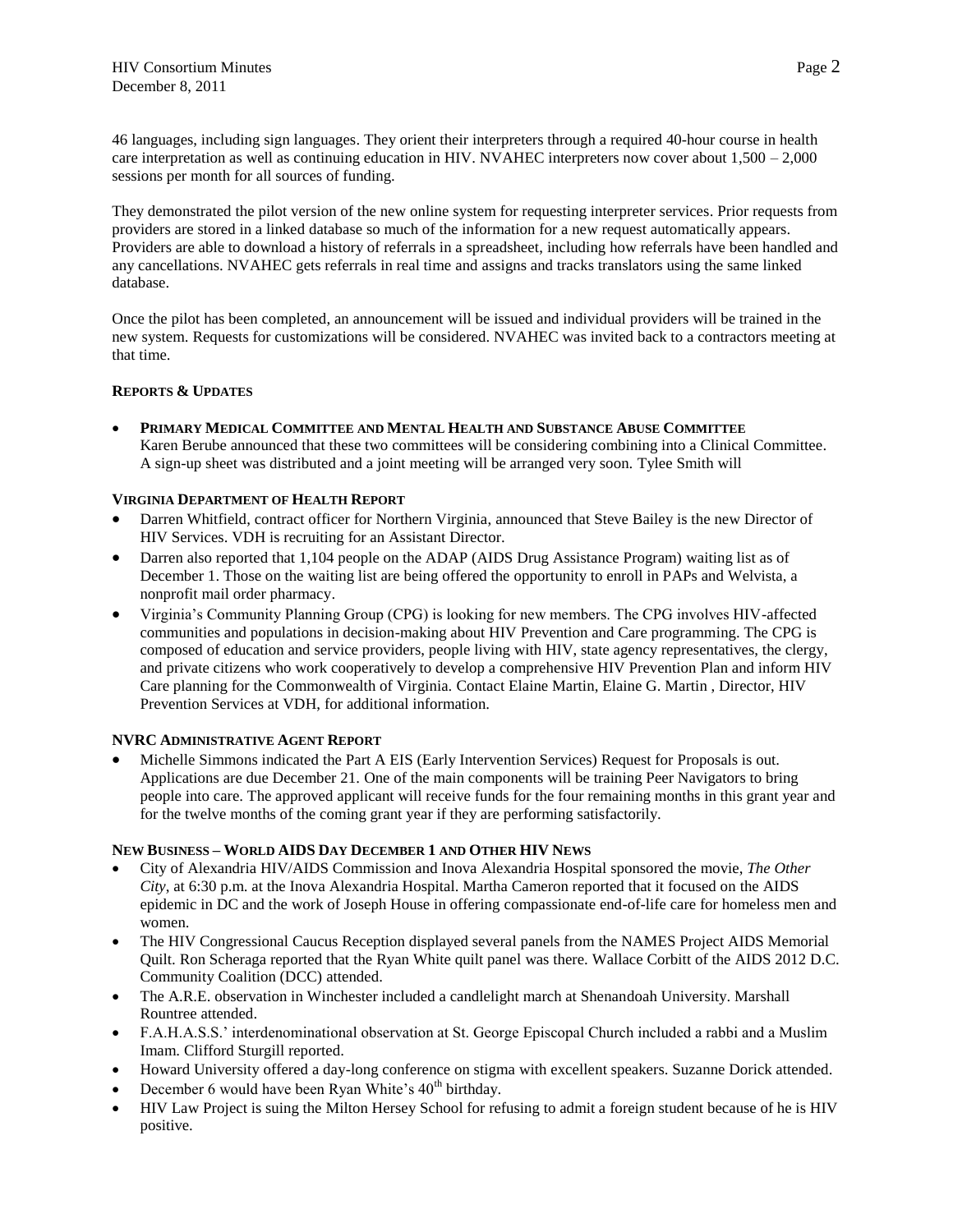46 languages, including sign languages. They orient their interpreters through a required 40-hour course in health care interpretation as well as continuing education in HIV. NVAHEC interpreters now cover about 1,500 – 2,000 sessions per month for all sources of funding.

They demonstrated the pilot version of the new online system for requesting interpreter services. Prior requests from providers are stored in a linked database so much of the information for a new request automatically appears. Providers are able to download a history of referrals in a spreadsheet, including how referrals have been handled and any cancellations. NVAHEC gets referrals in real time and assigns and tracks translators using the same linked database.

Once the pilot has been completed, an announcement will be issued and individual providers will be trained in the new system. Requests for customizations will be considered. NVAHEC was invited back to a contractors meeting at that time.

**REPORTS & UPDATES**

- **PRIMARY MEDICAL COMMITTEE AND MENTAL HEALTH AND SUBSTANCE ABUSE COMMITTEE**
  Karen Berube announced that these two committees will be considering combining into a Clinical Committee. A sign-up sheet was distributed and a joint meeting will be arranged very soon. Tylee Smith will

**VIRGINIA DEPARTMENT OF HEALTH REPORT**

- Darren Whitfield, contract officer for Northern Virginia, announced that Steve Bailey is the new Director of HIV Services. VDH is recruiting for an Assistant Director.
- Darren also reported that 1,104 people on the ADAP (AIDS Drug Assistance Program) waiting list as of December 1. Those on the waiting list are being offered the opportunity to enroll in PAPs and Welvista, a nonprofit mail order pharmacy.
- Virginia's Community Planning Group (CPG) is looking for new members. The CPG involves HIV-affected communities and populations in decision-making about HIV Prevention and Care programming. The CPG is composed of education and service providers, people living with HIV, state agency representatives, the clergy, and private citizens who work cooperatively to develop a comprehensive HIV Prevention Plan and inform HIV Care planning for the Commonwealth of Virginia. Contact Elaine Martin, Elaine G. Martin , Director, HIV Prevention Services at VDH, for additional information.

**NVRC ADMINISTRATIVE AGENT REPORT**

- Michelle Simmons indicated the Part A EIS (Early Intervention Services) Request for Proposals is out. Applications are due December 21. One of the main components will be training Peer Navigators to bring people into care. The approved applicant will receive funds for the four remaining months in this grant year and for the twelve months of the coming grant year if they are performing satisfactorily.

**NEW BUSINESS – WORLD AIDS DAY DECEMBER 1 AND OTHER HIV NEWS**

- City of Alexandria HIV/AIDS Commission and Inova Alexandria Hospital sponsored the movie, *The Other City*, at 6:30 p.m. at the Inova Alexandria Hospital. Martha Cameron reported that it focused on the AIDS epidemic in DC and the work of Joseph House in offering compassionate end-of-life care for homeless men and women.
- The HIV Congressional Caucus Reception displayed several panels from the NAMES Project AIDS Memorial Quilt. Ron Scheraga reported that the Ryan White quilt panel was there. Wallace Corbitt of the AIDS 2012 D.C. Community Coalition (DCC) attended.
- The A.R.E. observation in Winchester included a candlelight march at Shenandoah University. Marshall Rountree attended.
- F.A.H.A.S.S.' interdenominational observation at St. George Episcopal Church included a rabbi and a Muslim Imam. Clifford Sturgill reported.
- Howard University offered a day-long conference on stigma with excellent speakers. Suzanne Dorick attended.
- December 6 would have been Ryan White's 40th birthday.
- HIV Law Project is suing the Milton Hersey School for refusing to admit a foreign student because of he is HIV positive.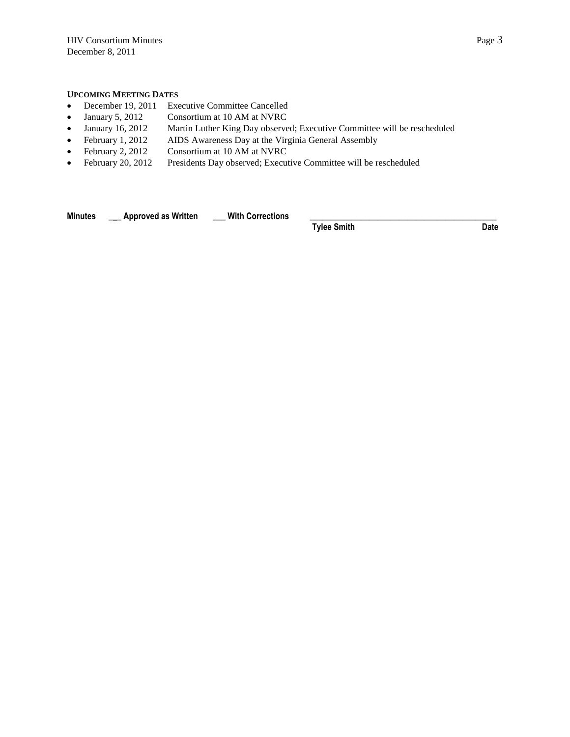**UPCOMING MEETING DATES**

- December 19, 2011 Executive Committee Cancelled
- January 5, 2012 Consortium at 10 AM at NVRC
- January 16, 2012 Martin Luther King Day observed; Executive Committee will be rescheduled
- February 1, 2012 AIDS Awareness Day at the Virginia General Assembly
- February 2, 2012 Consortium at 10 AM at NVRC
- February 20, 2012 Presidents Day observed; Executive Committee will be rescheduled

**Minutes** ___ **Approved as Written** ___ **With Corrections** ____________________________________________

**Tylee Smith** **Date**